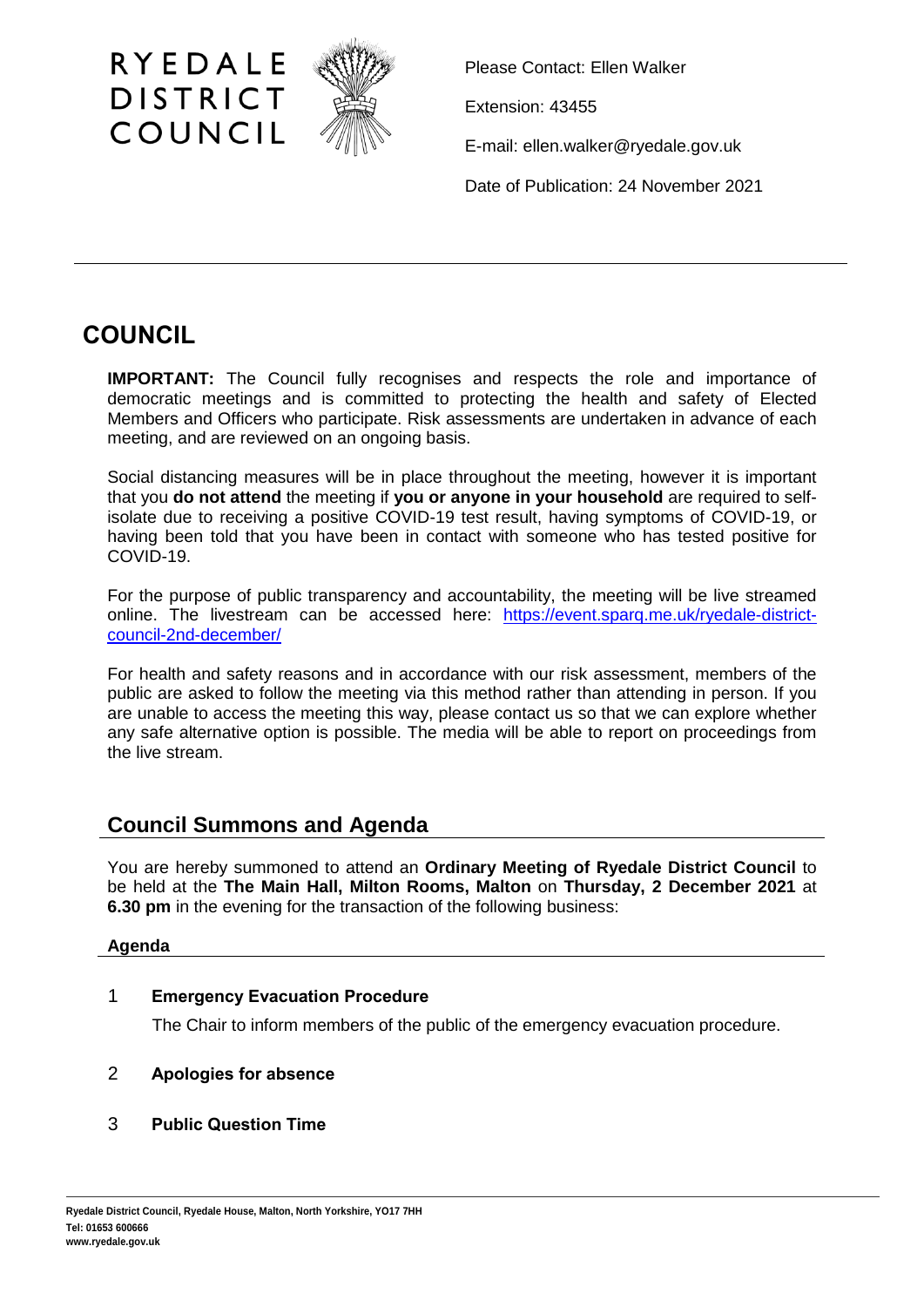RYEDALE DISTRICT COUNCIL

Please Contact: Ellen Walker

Extension: 43455

E-mail: ellen.walker@ryedale.gov.uk

Date of Publication: 24 November 2021

---

# COUNCIL

**IMPORTANT:** The Council fully recognises and respects the role and importance of democratic meetings and is committed to protecting the health and safety of Elected Members and Officers who participate. Risk assessments are undertaken in advance of each meeting, and are reviewed on an ongoing basis.

Social distancing measures will be in place throughout the meeting, however it is important that you **do not attend** the meeting if **you or anyone in your household** are required to self-isolate due to receiving a positive COVID-19 test result, having symptoms of COVID-19, or having been told that you have been in contact with someone who has tested positive for COVID-19.

For the purpose of public transparency and accountability, the meeting will be live streamed online. The livestream can be accessed here: [https://event.sparq.me.uk/ryedale-district-council-2nd-december/](https://event.sparq.me.uk/ryedale-district-council-2nd-december/)

For health and safety reasons and in accordance with our risk assessment, members of the public are asked to follow the meeting via this method rather than attending in person. If you are unable to access the meeting this way, please contact us so that we can explore whether any safe alternative option is possible. The media will be able to report on proceedings from the live stream.

## Council Summons and Agenda

You are hereby summoned to attend an **Ordinary Meeting of Ryedale District Council** to be held at the **The Main Hall, Milton Rooms, Malton** on **Thursday, 2 December 2021** at **6.30 pm** in the evening for the transaction of the following business:

### Agenda

1 **Emergency Evacuation Procedure**

The Chair to inform members of the public of the emergency evacuation procedure.

2 **Apologies for absence**

3 **Public Question Time**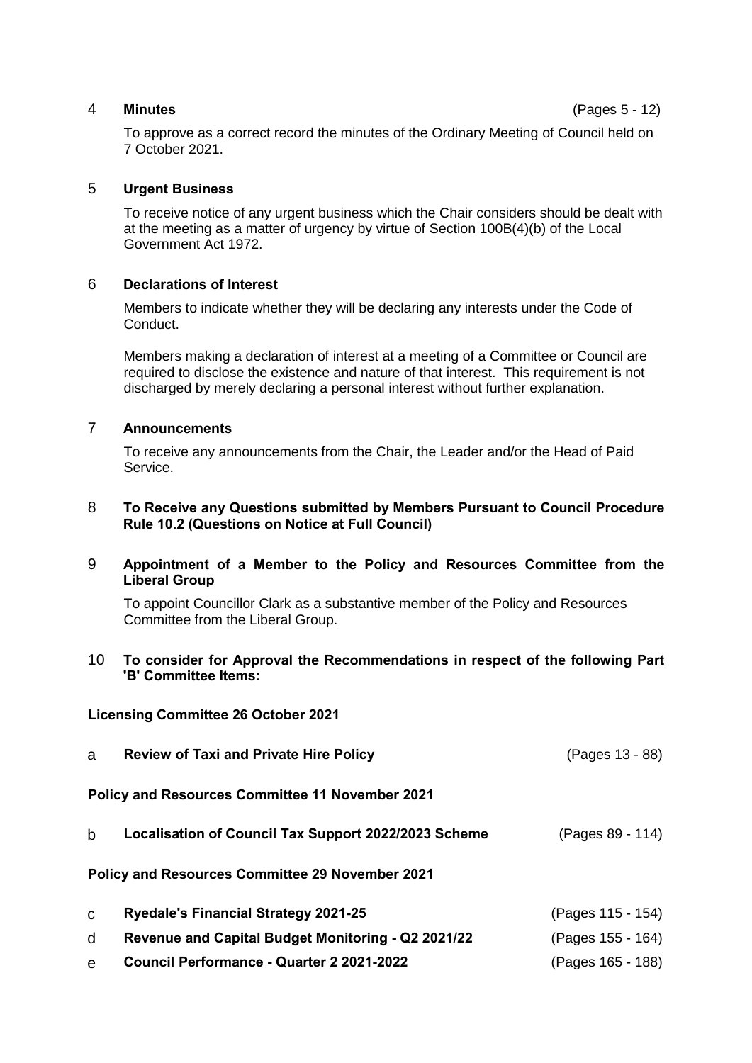4 **Minutes** (Pages 5 - 12)

To approve as a correct record the minutes of the Ordinary Meeting of Council held on 7 October 2021.

5 **Urgent Business**

To receive notice of any urgent business which the Chair considers should be dealt with at the meeting as a matter of urgency by virtue of Section 100B(4)(b) of the Local Government Act 1972.

6 **Declarations of Interest**

Members to indicate whether they will be declaring any interests under the Code of Conduct.

Members making a declaration of interest at a meeting of a Committee or Council are required to disclose the existence and nature of that interest. This requirement is not discharged by merely declaring a personal interest without further explanation.

7 **Announcements**

To receive any announcements from the Chair, the Leader and/or the Head of Paid Service.

8 **To Receive any Questions submitted by Members Pursuant to Council Procedure Rule 10.2 (Questions on Notice at Full Council)**

9 **Appointment of a Member to the Policy and Resources Committee from the Liberal Group**

To appoint Councillor Clark as a substantive member of the Policy and Resources Committee from the Liberal Group.

10 **To consider for Approval the Recommendations in respect of the following Part 'B' Committee Items:**

**Licensing Committee 26 October 2021**

a **Review of Taxi and Private Hire Policy** (Pages 13 - 88)

**Policy and Resources Committee 11 November 2021**

b **Localisation of Council Tax Support 2022/2023 Scheme** (Pages 89 - 114)

**Policy and Resources Committee 29 November 2021**

c **Ryedale's Financial Strategy 2021-25** (Pages 115 - 154)

d **Revenue and Capital Budget Monitoring - Q2 2021/22** (Pages 155 - 164)

e **Council Performance - Quarter 2 2021-2022** (Pages 165 - 188)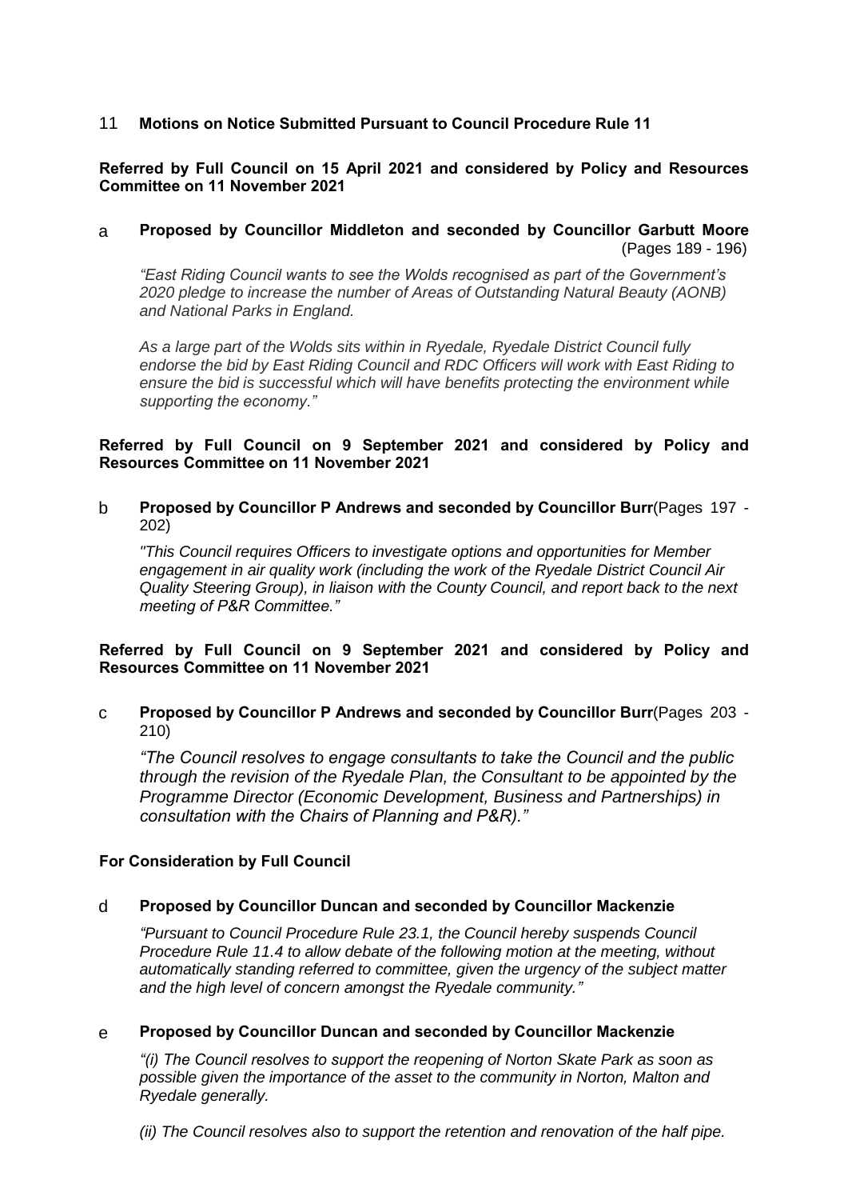## 11 Motions on Notice Submitted Pursuant to Council Procedure Rule 11

**Referred by Full Council on 15 April 2021 and considered by Policy and Resources Committee on 11 November 2021**

**a Proposed by Councillor Middleton and seconded by Councillor Garbutt Moore** (Pages 189 - 196)

*"East Riding Council wants to see the Wolds recognised as part of the Government's 2020 pledge to increase the number of Areas of Outstanding Natural Beauty (AONB) and National Parks in England.*

*As a large part of the Wolds sits within in Ryedale, Ryedale District Council fully endorse the bid by East Riding Council and RDC Officers will work with East Riding to ensure the bid is successful which will have benefits protecting the environment while supporting the economy."*

**Referred by Full Council on 9 September 2021 and considered by Policy and Resources Committee on 11 November 2021**

**b Proposed by Councillor P Andrews and seconded by Councillor Burr**(Pages 197 - 202)

*"This Council requires Officers to investigate options and opportunities for Member engagement in air quality work (including the work of the Ryedale District Council Air Quality Steering Group), in liaison with the County Council, and report back to the next meeting of P&R Committee."*

**Referred by Full Council on 9 September 2021 and considered by Policy and Resources Committee on 11 November 2021**

**c Proposed by Councillor P Andrews and seconded by Councillor Burr**(Pages 203 - 210)

*"The Council resolves to engage consultants to take the Council and the public through the revision of the Ryedale Plan, the Consultant to be appointed by the Programme Director (Economic Development, Business and Partnerships) in consultation with the Chairs of Planning and P&R)."*

**For Consideration by Full Council**

**d Proposed by Councillor Duncan and seconded by Councillor Mackenzie**

*"Pursuant to Council Procedure Rule 23.1, the Council hereby suspends Council Procedure Rule 11.4 to allow debate of the following motion at the meeting, without automatically standing referred to committee, given the urgency of the subject matter and the high level of concern amongst the Ryedale community."*

**e Proposed by Councillor Duncan and seconded by Councillor Mackenzie**

*"(i) The Council resolves to support the reopening of Norton Skate Park as soon as possible given the importance of the asset to the community in Norton, Malton and Ryedale generally.*

*(ii) The Council resolves also to support the retention and renovation of the half pipe.*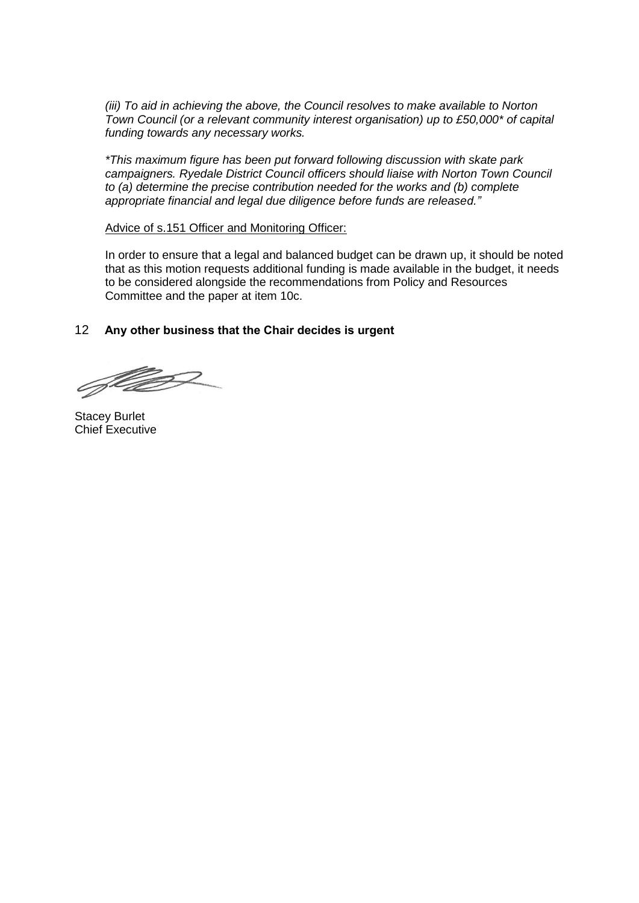*(iii) To aid in achieving the above, the Council resolves to make available to Norton Town Council (or a relevant community interest organisation) up to £50,000* of capital funding towards any necessary works.*

*\*This maximum figure has been put forward following discussion with skate park campaigners. Ryedale District Council officers should liaise with Norton Town Council to (a) determine the precise contribution needed for the works and (b) complete appropriate financial and legal due diligence before funds are released."*

Advice of s.151 Officer and Monitoring Officer:

In order to ensure that a legal and balanced budget can be drawn up, it should be noted that as this motion requests additional funding is made available in the budget, it needs to be considered alongside the recommendations from Policy and Resources Committee and the paper at item 10c.

## 12 Any other business that the Chair decides is urgent

Stacey Burlet
Chief Executive